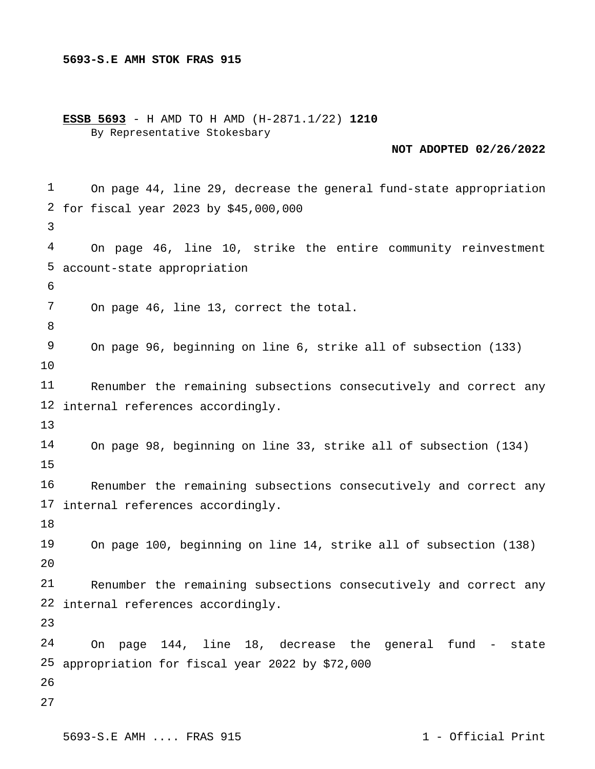**5693-S.E AMH STOK FRAS 915**

**ESSB 5693** - H AMD TO H AMD (H-2871.1/22) **1210**
By Representative Stokesbary

**NOT ADOPTED 02/26/2022**

On page 44, line 29, decrease the general fund-state appropriation for fiscal year 2023 by $45,000,000

On page 46, line 10, strike the entire community reinvestment account-state appropriation

On page 46, line 13, correct the total.

On page 96, beginning on line 6, strike all of subsection (133)

Renumber the remaining subsections consecutively and correct any internal references accordingly.

On page 98, beginning on line 33, strike all of subsection (134)

Renumber the remaining subsections consecutively and correct any internal references accordingly.

On page 100, beginning on line 14, strike all of subsection (138)

Renumber the remaining subsections consecutively and correct any internal references accordingly.

On page 144, line 18, decrease the general fund - state appropriation for fiscal year 2022 by $72,000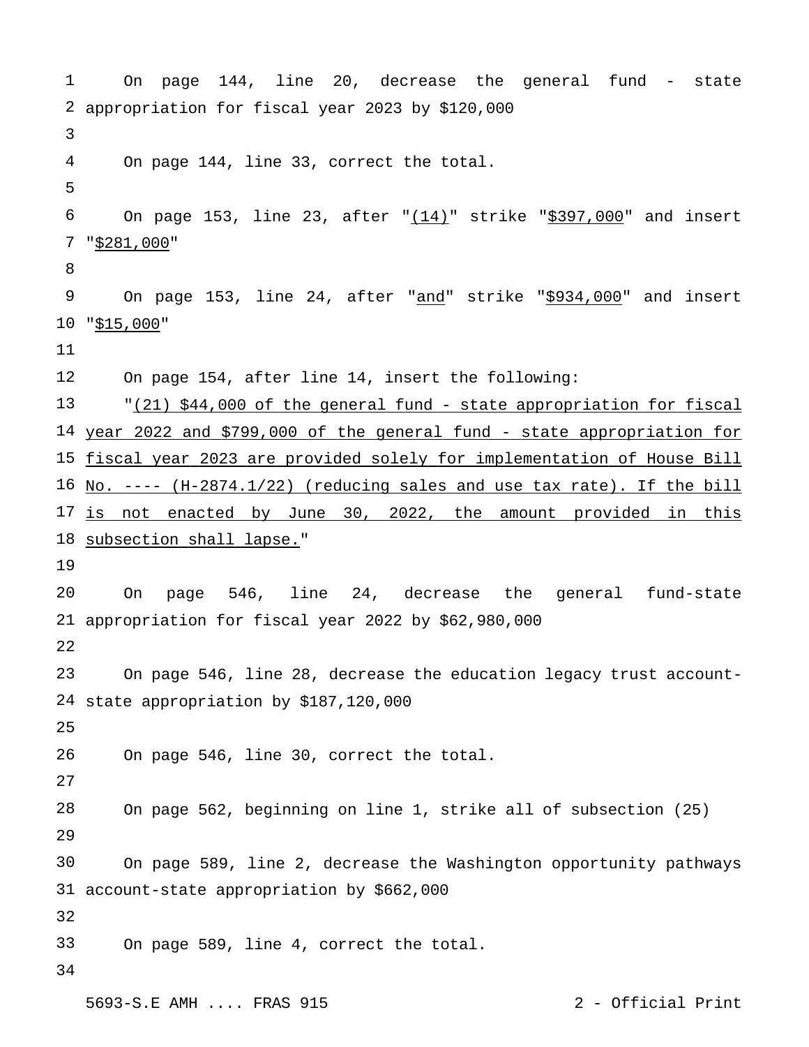On page 144, line 20, decrease the general fund - state appropriation for fiscal year 2023 by $120,000

On page 144, line 33, correct the total.

On page 153, line 23, after "(14)" strike "$397,000" and insert "$281,000"

On page 153, line 24, after "and" strike "$934,000" and insert "$15,000"

On page 154, after line 14, insert the following:

"(21) $44,000 of the general fund - state appropriation for fiscal year 2022 and $799,000 of the general fund - state appropriation for fiscal year 2023 are provided solely for implementation of House Bill No. ---- (H-2874.1/22) (reducing sales and use tax rate). If the bill is not enacted by June 30, 2022, the amount provided in this subsection shall lapse."

On page 546, line 24, decrease the general fund-state appropriation for fiscal year 2022 by $62,980,000

On page 546, line 28, decrease the education legacy trust account-state appropriation by $187,120,000

On page 546, line 30, correct the total.

On page 562, beginning on line 1, strike all of subsection (25)

On page 589, line 2, decrease the Washington opportunity pathways account-state appropriation by $662,000

On page 589, line 4, correct the total.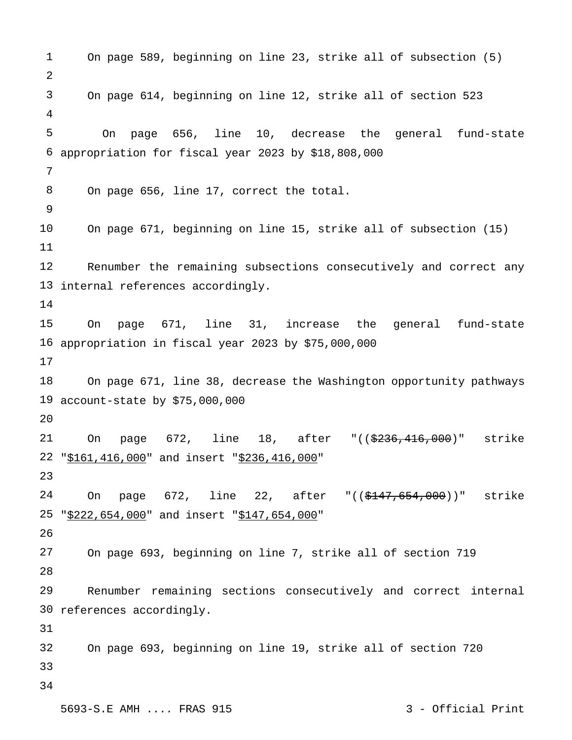On page 589, beginning on line 23, strike all of subsection (5)

On page 614, beginning on line 12, strike all of section 523

On page 656, line 10, decrease the general fund-state appropriation for fiscal year 2023 by $18,808,000

On page 656, line 17, correct the total.

On page 671, beginning on line 15, strike all of subsection (15)

Renumber the remaining subsections consecutively and correct any internal references accordingly.

On page 671, line 31, increase the general fund-state appropriation in fiscal year 2023 by $75,000,000

On page 671, line 38, decrease the Washington opportunity pathways account-state by $75,000,000

On page 672, line 18, after "((~~$236,416,000~~)" strike "<u>$161,416,000</u>" and insert "<u>$236,416,000</u>"

On page 672, line 22, after "((~~$147,654,000~~))" strike "<u>$222,654,000</u>" and insert "<u>$147,654,000</u>"

On page 693, beginning on line 7, strike all of section 719

Renumber remaining sections consecutively and correct internal references accordingly.

On page 693, beginning on line 19, strike all of section 720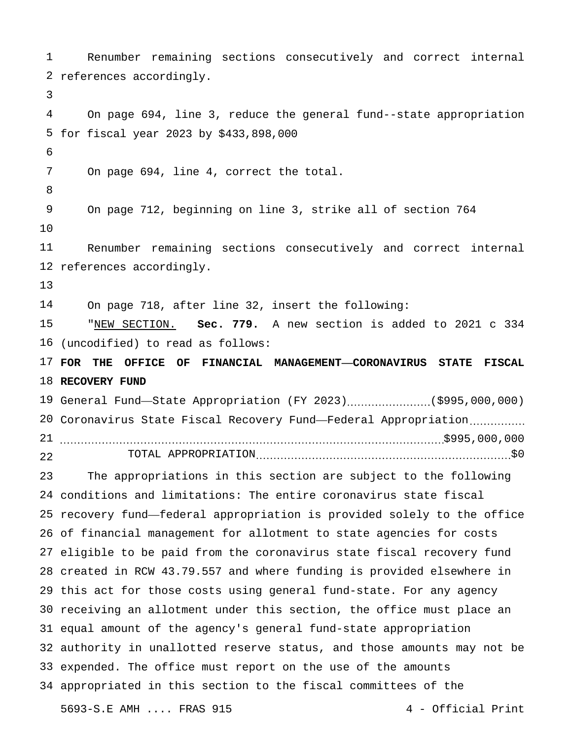Renumber remaining sections consecutively and correct internal references accordingly.

On page 694, line 3, reduce the general fund--state appropriation for fiscal year 2023 by $433,898,000

On page 694, line 4, correct the total.

On page 712, beginning on line 3, strike all of section 764

Renumber remaining sections consecutively and correct internal references accordingly.

On page 718, after line 32, insert the following:

"NEW SECTION. **Sec. 779.** A new section is added to 2021 c 334 (uncodified) to read as follows:

**FOR THE OFFICE OF FINANCIAL MANAGEMENT—CORONAVIRUS STATE FISCAL RECOVERY FUND**

General Fund—State Appropriation (FY 2023) .......... ($995,000,000)

Coronavirus State Fiscal Recovery Fund—Federal Appropriation .......... $995,000,000

TOTAL APPROPRIATION .......... $0

The appropriations in this section are subject to the following conditions and limitations: The entire coronavirus state fiscal recovery fund—federal appropriation is provided solely to the office of financial management for allotment to state agencies for costs eligible to be paid from the coronavirus state fiscal recovery fund created in RCW 43.79.557 and where funding is provided elsewhere in this act for those costs using general fund-state. For any agency receiving an allotment under this section, the office must place an equal amount of the agency's general fund-state appropriation authority in unallotted reserve status, and those amounts may not be expended. The office must report on the use of the amounts appropriated in this section to the fiscal committees of the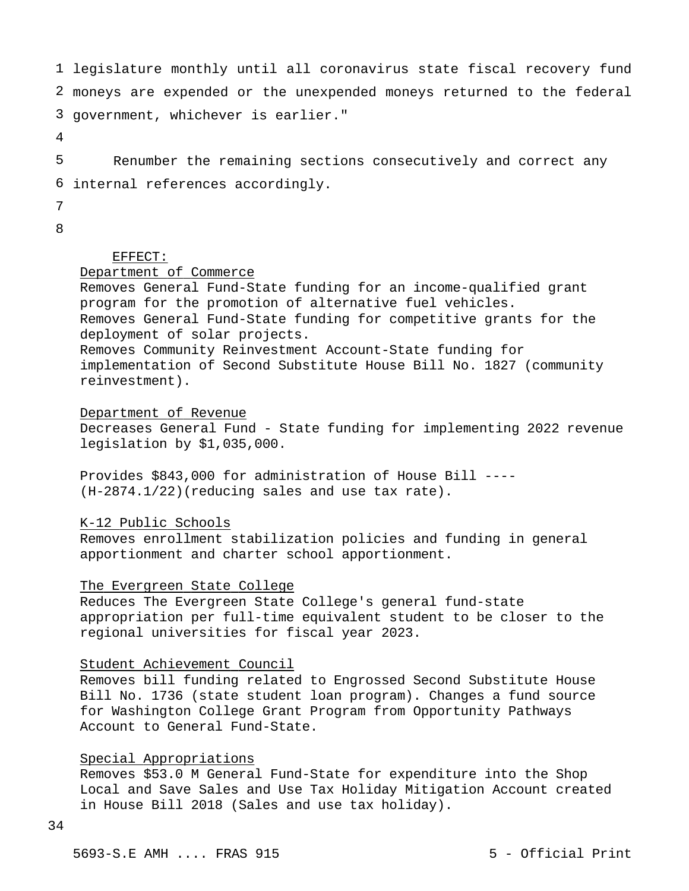legislature monthly until all coronavirus state fiscal recovery fund moneys are expended or the unexpended moneys returned to the federal government, whichever is earlier."

Renumber the remaining sections consecutively and correct any internal references accordingly.

EFFECT:

Department of Commerce

Removes General Fund-State funding for an income-qualified grant program for the promotion of alternative fuel vehicles.

Removes General Fund-State funding for competitive grants for the deployment of solar projects.

Removes Community Reinvestment Account-State funding for implementation of Second Substitute House Bill No. 1827 (community reinvestment).

Department of Revenue

Decreases General Fund - State funding for implementing 2022 revenue legislation by $1,035,000.

Provides $843,000 for administration of House Bill ---- (H-2874.1/22)(reducing sales and use tax rate).

K-12 Public Schools

Removes enrollment stabilization policies and funding in general apportionment and charter school apportionment.

The Evergreen State College

Reduces The Evergreen State College's general fund-state appropriation per full-time equivalent student to be closer to the regional universities for fiscal year 2023.

Student Achievement Council

Removes bill funding related to Engrossed Second Substitute House Bill No. 1736 (state student loan program). Changes a fund source for Washington College Grant Program from Opportunity Pathways Account to General Fund-State.

Special Appropriations

Removes $53.0 M General Fund-State for expenditure into the Shop Local and Save Sales and Use Tax Holiday Mitigation Account created in House Bill 2018 (Sales and use tax holiday).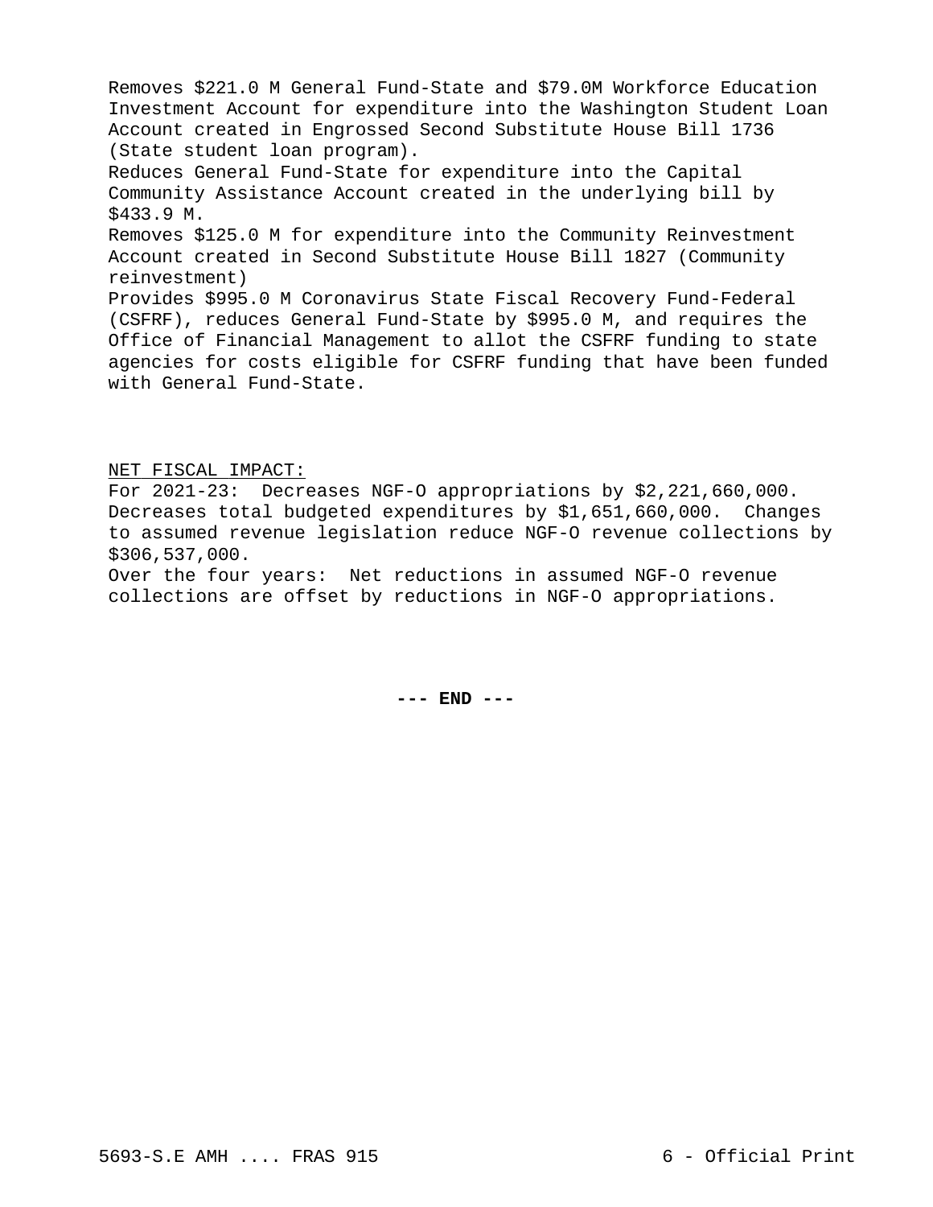Removes $221.0 M General Fund-State and $79.0M Workforce Education Investment Account for expenditure into the Washington Student Loan Account created in Engrossed Second Substitute House Bill 1736 (State student loan program).

Reduces General Fund-State for expenditure into the Capital Community Assistance Account created in the underlying bill by $433.9 M.

Removes $125.0 M for expenditure into the Community Reinvestment Account created in Second Substitute House Bill 1827 (Community reinvestment)

Provides $995.0 M Coronavirus State Fiscal Recovery Fund-Federal (CSFRF), reduces General Fund-State by $995.0 M, and requires the Office of Financial Management to allot the CSFRF funding to state agencies for costs eligible for CSFRF funding that have been funded with General Fund-State.

NET FISCAL IMPACT:

For 2021-23: Decreases NGF-O appropriations by $2,221,660,000. Decreases total budgeted expenditures by $1,651,660,000. Changes to assumed revenue legislation reduce NGF-O revenue collections by $306,537,000.

Over the four years: Net reductions in assumed NGF-O revenue collections are offset by reductions in NGF-O appropriations.

**--- END ---**